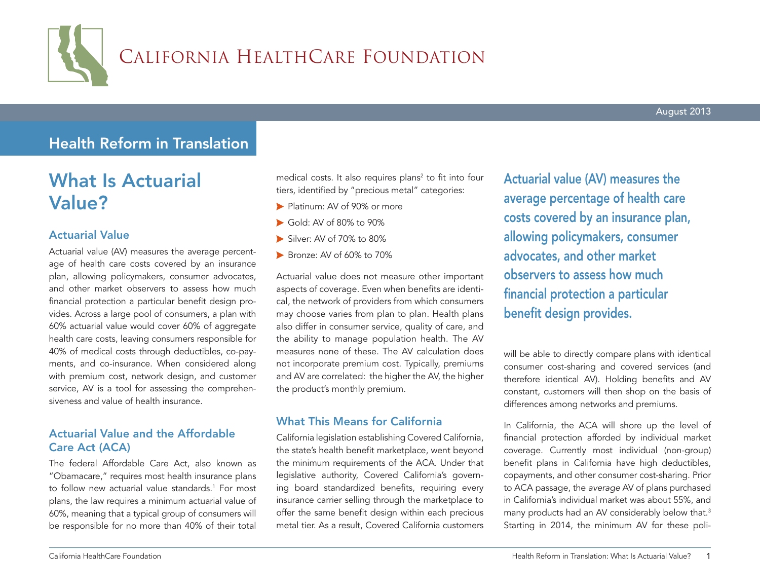# California HealthCare Foundation

August 2013

## Health Reform in Translation

# What Is Actuarial Value?

### Actuarial Value

Actuarial value (AV) measures the average percentage of health care costs covered by an insurance plan, allowing policymakers, consumer advocates, and other market observers to assess how much financial protection a particular benefit design provides. Across a large pool of consumers, a plan with 60% actuarial value would cover 60% of aggregate health care costs, leaving consumers responsible for 40% of medical costs through deductibles, co-payments, and co-insurance. When considered along with premium cost, network design, and customer service, AV is a tool for assessing the comprehensiveness and value of health insurance.

### Actuarial Value and the Affordable Care Act (ACA)

The federal Affordable Care Act, also known as "Obamacare," requires most health insurance plans to follow new actuarial value standards.[1] For most plans, the law requires a minimum actuarial value of 60%, meaning that a typical group of consumers will be responsible for no more than 40% of their total medical costs. It also requires plans[2] to fit into four tiers, identified by "precious metal" categories:

- Platinum: AV of 90% or more
- Gold: AV of 80% to 90%
- Silver: AV of 70% to 80%
- Bronze: AV of 60% to 70%

Actuarial value does not measure other important aspects of coverage. Even when benefits are identical, the network of providers from which consumers may choose varies from plan to plan. Health plans also differ in consumer service, quality of care, and the ability to manage population health. The AV measures none of these. The AV calculation does not incorporate premium cost. Typically, premiums and AV are correlated: the higher the AV, the higher the product's monthly premium.

### What This Means for California

California legislation establishing Covered California, the state's health benefit marketplace, went beyond the minimum requirements of the ACA. Under that legislative authority, Covered California's governing board standardized benefits, requiring every insurance carrier selling through the marketplace to offer the same benefit design within each precious metal tier. As a result, Covered California customers will be able to directly compare plans with identical consumer cost-sharing and covered services (and therefore identical AV). Holding benefits and AV constant, customers will then shop on the basis of differences among networks and premiums.

**Actuarial value (AV) measures the average percentage of health care costs covered by an insurance plan, allowing policymakers, consumer advocates, and other market observers to assess how much financial protection a particular benefit design provides.**

In California, the ACA will shore up the level of financial protection afforded by individual market coverage. Currently most individual (non-group) benefit plans in California have high deductibles, copayments, and other consumer cost-sharing. Prior to ACA passage, the *average* AV of plans purchased in California's individual market was about 55%, and many products had an AV considerably below that.[3] Starting in 2014, the minimum AV for these poli-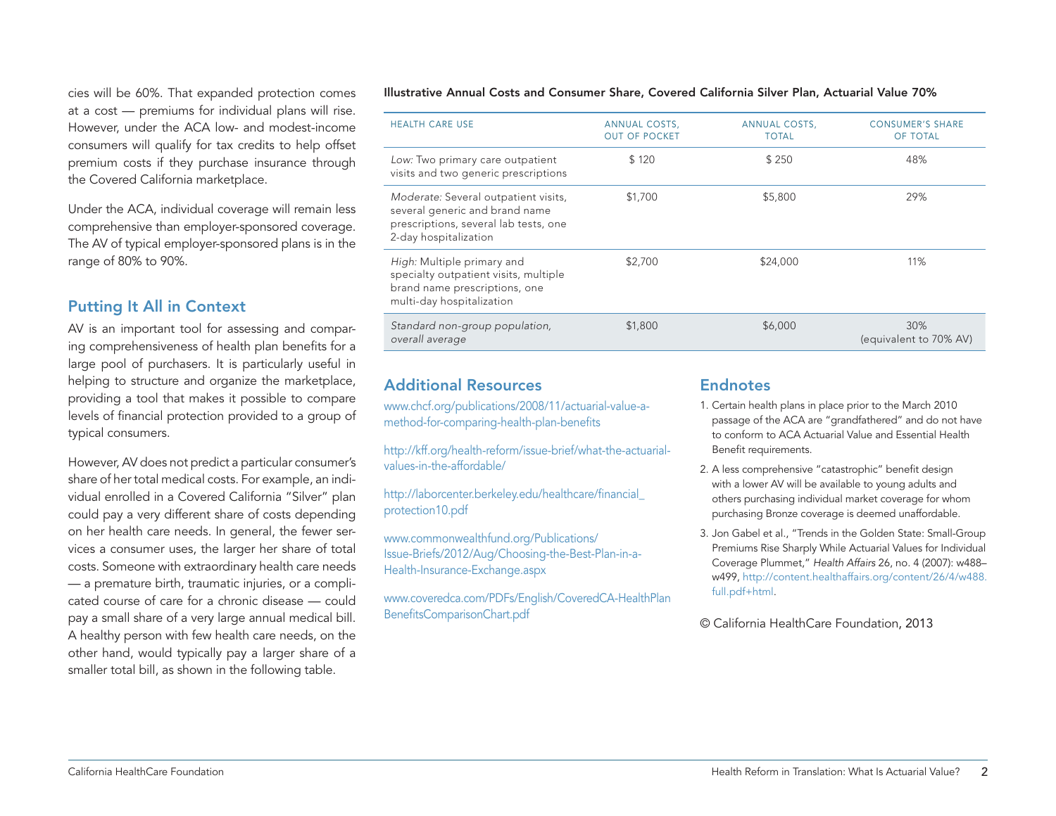cies will be 60%. That expanded protection comes at a cost — premiums for individual plans will rise. However, under the ACA low- and modest-income consumers will qualify for tax credits to help offset premium costs if they purchase insurance through the Covered California marketplace.

Under the ACA, individual coverage will remain less comprehensive than employer-sponsored coverage. The AV of typical employer-sponsored plans is in the range of 80% to 90%.

## Putting It All in Context

AV is an important tool for assessing and comparing comprehensiveness of health plan benefits for a large pool of purchasers. It is particularly useful in helping to structure and organize the marketplace, providing a tool that makes it possible to compare levels of financial protection provided to a group of typical consumers.

However, AV does not predict a particular consumer's share of her total medical costs. For example, an individual enrolled in a Covered California "Silver" plan could pay a very different share of costs depending on her health care needs. In general, the fewer services a consumer uses, the larger her share of total costs. Someone with extraordinary health care needs — a premature birth, traumatic injuries, or a complicated course of care for a chronic disease — could pay a small share of a very large annual medical bill. A healthy person with few health care needs, on the other hand, would typically pay a larger share of a smaller total bill, as shown in the following table.

**Illustrative Annual Costs and Consumer Share, Covered California Silver Plan, Actuarial Value 70%**

| HEALTH CARE USE | ANNUAL COSTS, OUT OF POCKET | ANNUAL COSTS, TOTAL | CONSUMER'S SHARE OF TOTAL |
|---|---|---|---|
| *Low:* Two primary care outpatient visits and two generic prescriptions | $ 120 | $ 250 | 48% |
| *Moderate:* Several outpatient visits, several generic and brand name prescriptions, several lab tests, one 2-day hospitalization | $1,700 | $5,800 | 29% |
| *High:* Multiple primary and specialty outpatient visits, multiple brand name prescriptions, one multi-day hospitalization | $2,700 | $24,000 | 11% |
| *Standard non-group population, overall average* | $1,800 | $6,000 | 30% (equivalent to 70% AV) |

## Additional Resources

www.chcf.org/publications/2008/11/actuarial-value-a-method-for-comparing-health-plan-benefits

http://kff.org/health-reform/issue-brief/what-the-actuarial-values-in-the-affordable/

http://laborcenter.berkeley.edu/healthcare/financial_protection10.pdf

www.commonwealthfund.org/Publications/Issue-Briefs/2012/Aug/Choosing-the-Best-Plan-in-a-Health-Insurance-Exchange.aspx

www.coveredca.com/PDFs/English/CoveredCA-HealthPlanBenefitsComparisonChart.pdf

## Endnotes

1. Certain health plans in place prior to the March 2010 passage of the ACA are "grandfathered" and do not have to conform to ACA Actuarial Value and Essential Health Benefit requirements.
2. A less comprehensive "catastrophic" benefit design with a lower AV will be available to young adults and others purchasing individual market coverage for whom purchasing Bronze coverage is deemed unaffordable.
3. Jon Gabel et al., "Trends in the Golden State: Small-Group Premiums Rise Sharply While Actuarial Values for Individual Coverage Plummet," *Health Affairs* 26, no. 4 (2007): w488–w499, http://content.healthaffairs.org/content/26/4/w488.full.pdf+html.

© California HealthCare Foundation, 2013